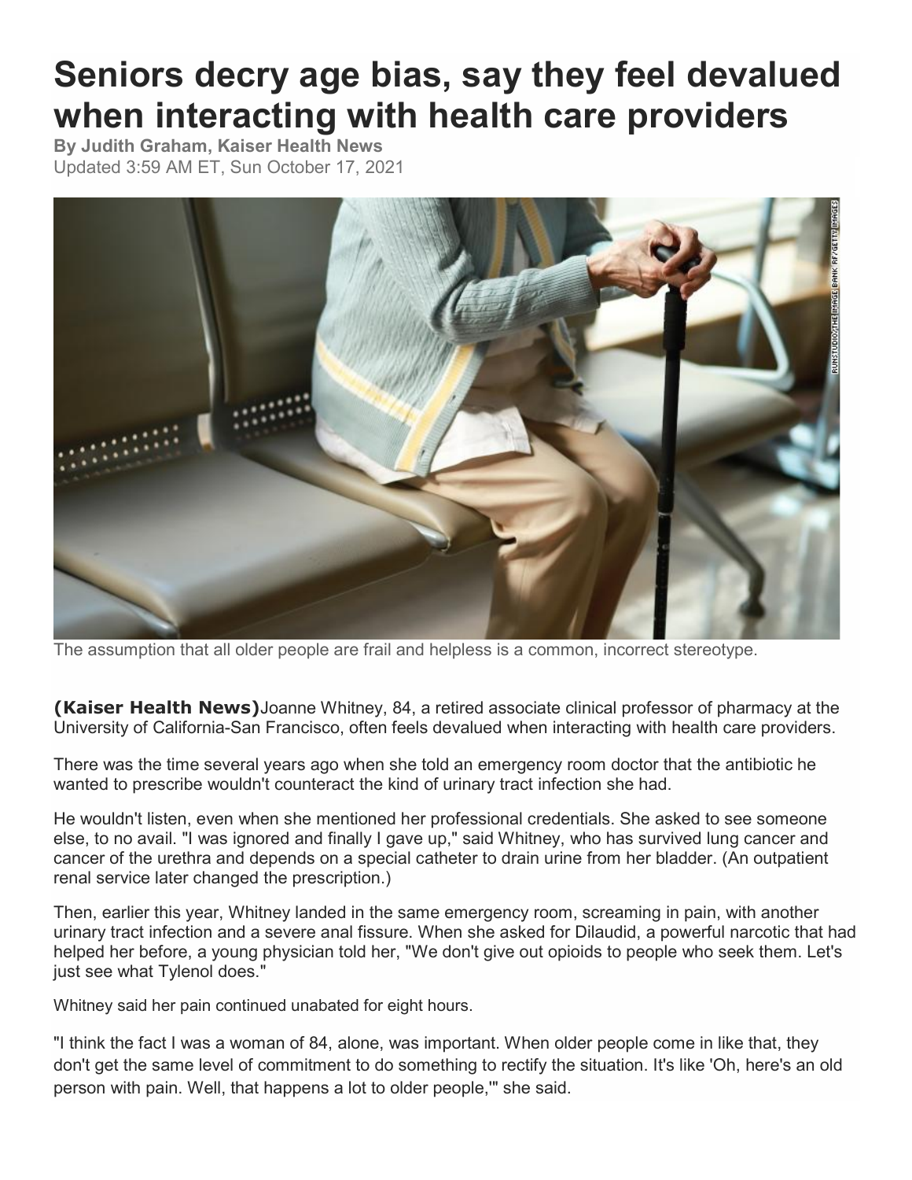# Seniors decry age bias, say they feel devalued when interacting with health care providers

**By Judith Graham, Kaiser Health News**
Updated 3:59 AM ET, Sun October 17, 2021

The assumption that all older people are frail and helpless is a common, incorrect stereotype.

**(Kaiser Health News)** Joanne Whitney, 84, a retired associate clinical professor of pharmacy at the University of California-San Francisco, often feels devalued when interacting with health care providers.

There was the time several years ago when she told an emergency room doctor that the antibiotic he wanted to prescribe wouldn't counteract the kind of urinary tract infection she had.

He wouldn't listen, even when she mentioned her professional credentials. She asked to see someone else, to no avail. "I was ignored and finally I gave up," said Whitney, who has survived lung cancer and cancer of the urethra and depends on a special catheter to drain urine from her bladder. (An outpatient renal service later changed the prescription.)

Then, earlier this year, Whitney landed in the same emergency room, screaming in pain, with another urinary tract infection and a severe anal fissure. When she asked for Dilaudid, a powerful narcotic that had helped her before, a young physician told her, "We don't give out opioids to people who seek them. Let's just see what Tylenol does."

Whitney said her pain continued unabated for eight hours.

"I think the fact I was a woman of 84, alone, was important. When older people come in like that, they don't get the same level of commitment to do something to rectify the situation. It's like 'Oh, here's an old person with pain. Well, that happens a lot to older people,'" she said.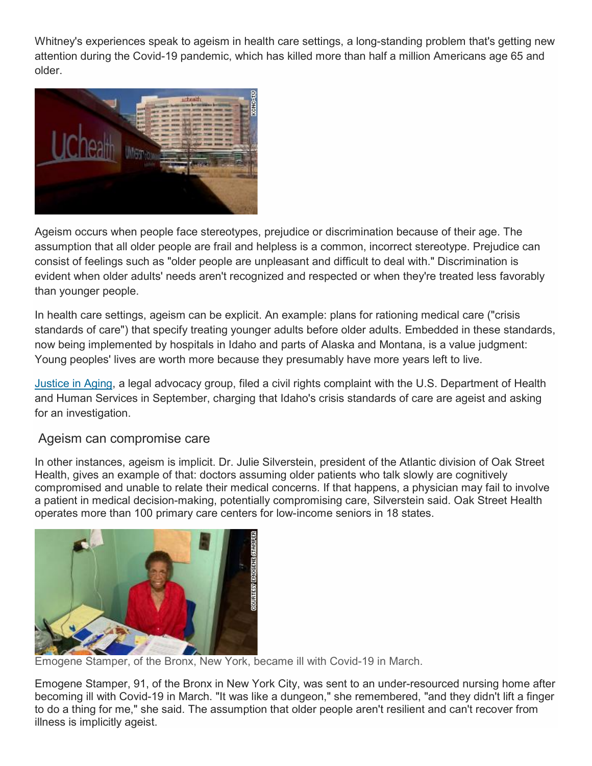Whitney's experiences speak to ageism in health care settings, a long-standing problem that's getting new attention during the Covid-19 pandemic, which has killed more than half a million Americans age 65 and older.

Ageism occurs when people face stereotypes, prejudice or discrimination because of their age. The assumption that all older people are frail and helpless is a common, incorrect stereotype. Prejudice can consist of feelings such as "older people are unpleasant and difficult to deal with." Discrimination is evident when older adults' needs aren't recognized and respected or when they're treated less favorably than younger people.

In health care settings, ageism can be explicit. An example: plans for rationing medical care ("crisis standards of care") that specify treating younger adults before older adults. Embedded in these standards, now being implemented by hospitals in Idaho and parts of Alaska and Montana, is a value judgment: Young peoples' lives are worth more because they presumably have more years left to live.

Justice in Aging, a legal advocacy group, filed a civil rights complaint with the U.S. Department of Health and Human Services in September, charging that Idaho's crisis standards of care are ageist and asking for an investigation.

## Ageism can compromise care

In other instances, ageism is implicit. Dr. Julie Silverstein, president of the Atlantic division of Oak Street Health, gives an example of that: doctors assuming older patients who talk slowly are cognitively compromised and unable to relate their medical concerns. If that happens, a physician may fail to involve a patient in medical decision-making, potentially compromising care, Silverstein said. Oak Street Health operates more than 100 primary care centers for low-income seniors in 18 states.

Emogene Stamper, of the Bronx, New York, became ill with Covid-19 in March.

Emogene Stamper, 91, of the Bronx in New York City, was sent to an under-resourced nursing home after becoming ill with Covid-19 in March. "It was like a dungeon," she remembered, "and they didn't lift a finger to do a thing for me," she said. The assumption that older people aren't resilient and can't recover from illness is implicitly ageist.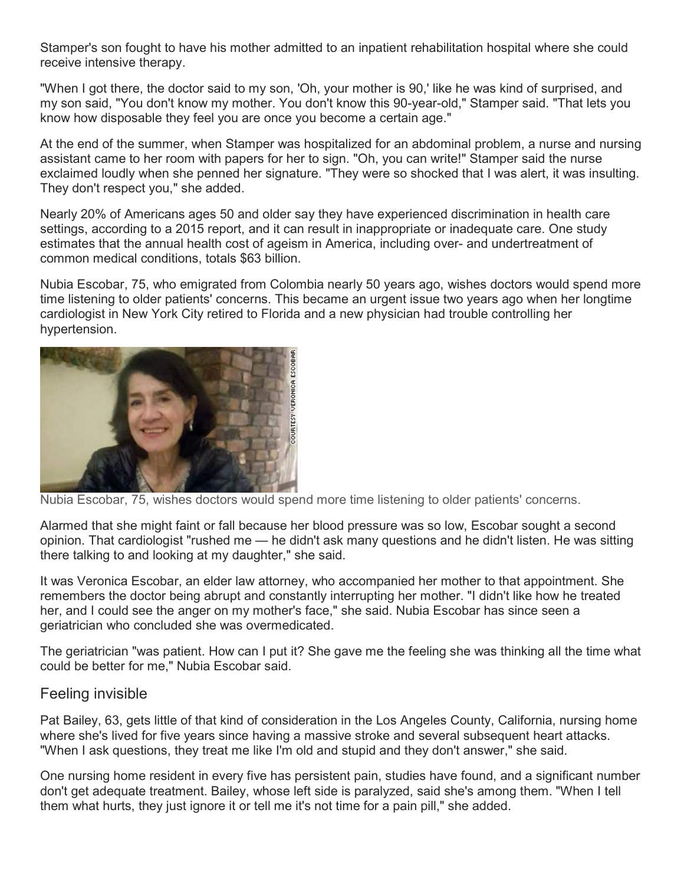Stamper's son fought to have his mother admitted to an inpatient rehabilitation hospital where she could receive intensive therapy.

"When I got there, the doctor said to my son, 'Oh, your mother is 90,' like he was kind of surprised, and my son said, "You don't know my mother. You don't know this 90-year-old," Stamper said. "That lets you know how disposable they feel you are once you become a certain age."

At the end of the summer, when Stamper was hospitalized for an abdominal problem, a nurse and nursing assistant came to her room with papers for her to sign. "Oh, you can write!" Stamper said the nurse exclaimed loudly when she penned her signature. "They were so shocked that I was alert, it was insulting. They don't respect you," she added.

Nearly 20% of Americans ages 50 and older say they have experienced discrimination in health care settings, according to a 2015 report, and it can result in inappropriate or inadequate care. One study estimates that the annual health cost of ageism in America, including over- and undertreatment of common medical conditions, totals $63 billion.

Nubia Escobar, 75, who emigrated from Colombia nearly 50 years ago, wishes doctors would spend more time listening to older patients' concerns. This became an urgent issue two years ago when her longtime cardiologist in New York City retired to Florida and a new physician had trouble controlling her hypertension.

Nubia Escobar, 75, wishes doctors would spend more time listening to older patients' concerns.

Alarmed that she might faint or fall because her blood pressure was so low, Escobar sought a second opinion. That cardiologist "rushed me — he didn't ask many questions and he didn't listen. He was sitting there talking to and looking at my daughter," she said.

It was Veronica Escobar, an elder law attorney, who accompanied her mother to that appointment. She remembers the doctor being abrupt and constantly interrupting her mother. "I didn't like how he treated her, and I could see the anger on my mother's face," she said. Nubia Escobar has since seen a geriatrician who concluded she was overmedicated.

The geriatrician "was patient. How can I put it? She gave me the feeling she was thinking all the time what could be better for me," Nubia Escobar said.

## Feeling invisible

Pat Bailey, 63, gets little of that kind of consideration in the Los Angeles County, California, nursing home where she's lived for five years since having a massive stroke and several subsequent heart attacks. "When I ask questions, they treat me like I'm old and stupid and they don't answer," she said.

One nursing home resident in every five has persistent pain, studies have found, and a significant number don't get adequate treatment. Bailey, whose left side is paralyzed, said she's among them. "When I tell them what hurts, they just ignore it or tell me it's not time for a pain pill," she added.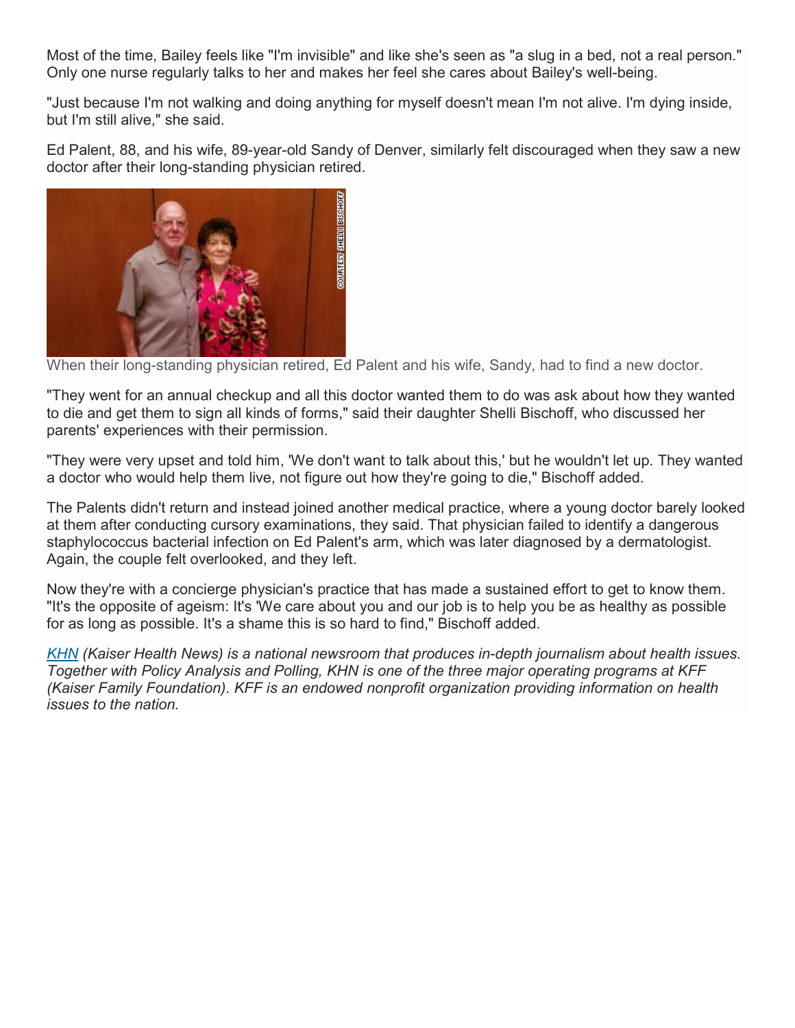Most of the time, Bailey feels like "I'm invisible" and like she's seen as "a slug in a bed, not a real person." Only one nurse regularly talks to her and makes her feel she cares about Bailey's well-being.

"Just because I'm not walking and doing anything for myself doesn't mean I'm not alive. I'm dying inside, but I'm still alive," she said.

Ed Palent, 88, and his wife, 89-year-old Sandy of Denver, similarly felt discouraged when they saw a new doctor after their long-standing physician retired.

When their long-standing physician retired, Ed Palent and his wife, Sandy, had to find a new doctor.

"They went for an annual checkup and all this doctor wanted them to do was ask about how they wanted to die and get them to sign all kinds of forms," said their daughter Shelli Bischoff, who discussed her parents' experiences with their permission.

"They were very upset and told him, 'We don't want to talk about this,' but he wouldn't let up. They wanted a doctor who would help them live, not figure out how they're going to die," Bischoff added.

The Palents didn't return and instead joined another medical practice, where a young doctor barely looked at them after conducting cursory examinations, they said. That physician failed to identify a dangerous staphylococcus bacterial infection on Ed Palent's arm, which was later diagnosed by a dermatologist. Again, the couple felt overlooked, and they left.

Now they're with a concierge physician's practice that has made a sustained effort to get to know them. "It's the opposite of ageism: It's 'We care about you and our job is to help you be as healthy as possible for as long as possible. It's a shame this is so hard to find," Bischoff added.

*KHN (Kaiser Health News) is a national newsroom that produces in-depth journalism about health issues. Together with Policy Analysis and Polling, KHN is one of the three major operating programs at KFF (Kaiser Family Foundation). KFF is an endowed nonprofit organization providing information on health issues to the nation.*